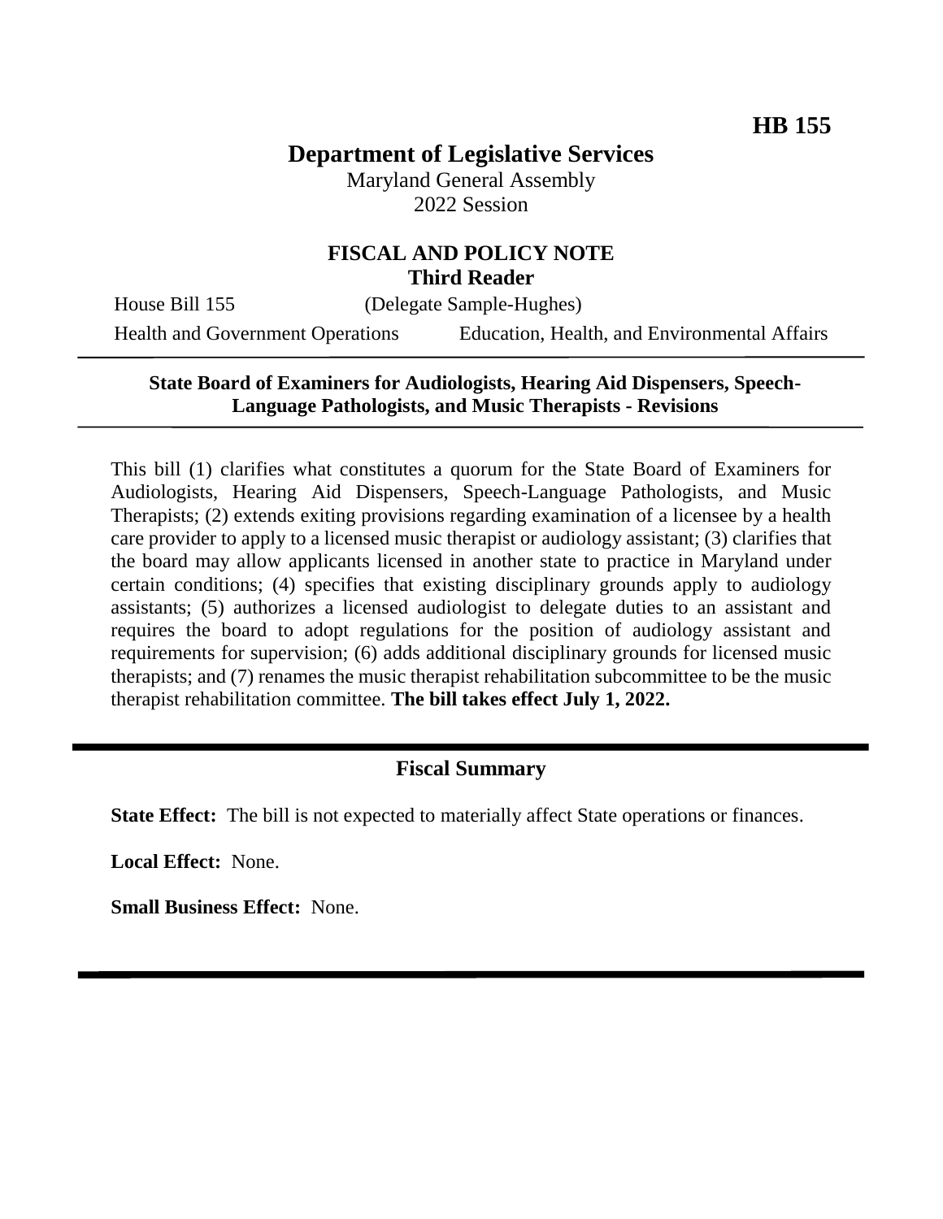**HB 155**

# Department of Legislative Services

Maryland General Assembly
2022 Session

## FISCAL AND POLICY NOTE
**Third Reader**

House Bill 155 (Delegate Sample-Hughes)

Health and Government Operations     Education, Health, and Environmental Affairs

**State Board of Examiners for Audiologists, Hearing Aid Dispensers, Speech-Language Pathologists, and Music Therapists - Revisions**

This bill (1) clarifies what constitutes a quorum for the State Board of Examiners for Audiologists, Hearing Aid Dispensers, Speech-Language Pathologists, and Music Therapists; (2) extends exiting provisions regarding examination of a licensee by a health care provider to apply to a licensed music therapist or audiology assistant; (3) clarifies that the board may allow applicants licensed in another state to practice in Maryland under certain conditions; (4) specifies that existing disciplinary grounds apply to audiology assistants; (5) authorizes a licensed audiologist to delegate duties to an assistant and requires the board to adopt regulations for the position of audiology assistant and requirements for supervision; (6) adds additional disciplinary grounds for licensed music therapists; and (7) renames the music therapist rehabilitation subcommittee to be the music therapist rehabilitation committee. **The bill takes effect July 1, 2022.**

## Fiscal Summary

**State Effect:** The bill is not expected to materially affect State operations or finances.

**Local Effect:** None.

**Small Business Effect:** None.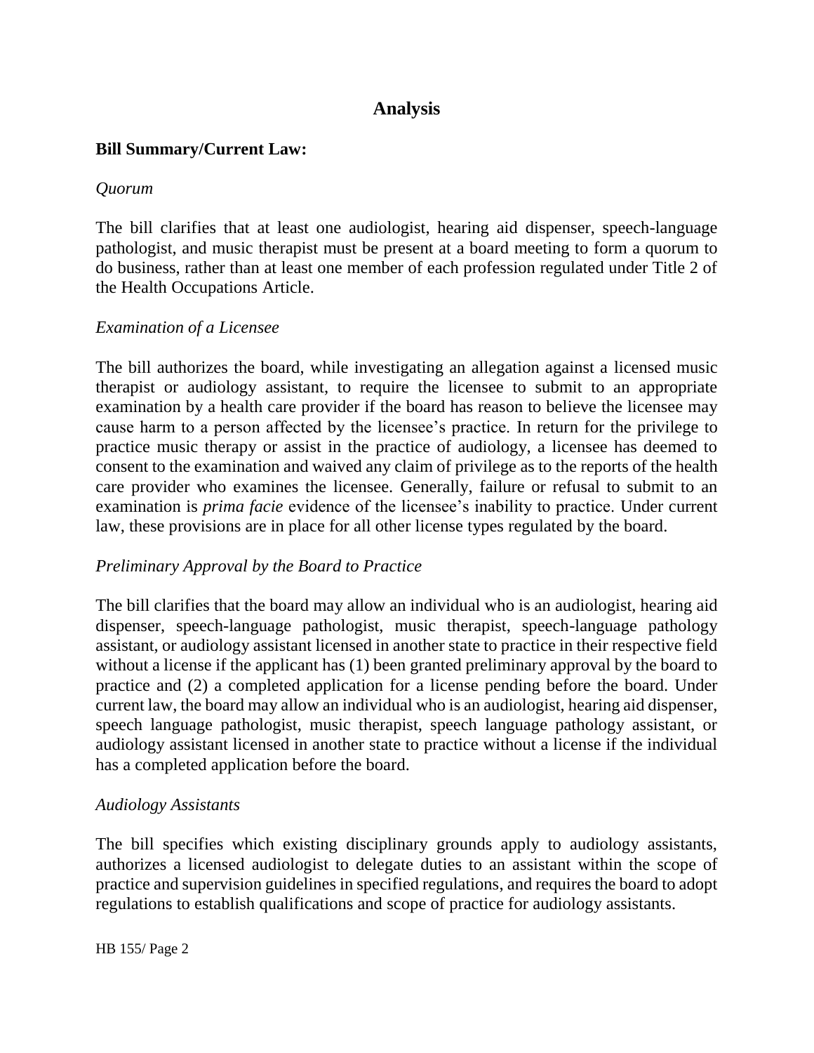# Analysis

## Bill Summary/Current Law:

*Quorum*

The bill clarifies that at least one audiologist, hearing aid dispenser, speech-language pathologist, and music therapist must be present at a board meeting to form a quorum to do business, rather than at least one member of each profession regulated under Title 2 of the Health Occupations Article.

*Examination of a Licensee*

The bill authorizes the board, while investigating an allegation against a licensed music therapist or audiology assistant, to require the licensee to submit to an appropriate examination by a health care provider if the board has reason to believe the licensee may cause harm to a person affected by the licensee's practice. In return for the privilege to practice music therapy or assist in the practice of audiology, a licensee has deemed to consent to the examination and waived any claim of privilege as to the reports of the health care provider who examines the licensee. Generally, failure or refusal to submit to an examination is *prima facie* evidence of the licensee's inability to practice. Under current law, these provisions are in place for all other license types regulated by the board.

*Preliminary Approval by the Board to Practice*

The bill clarifies that the board may allow an individual who is an audiologist, hearing aid dispenser, speech-language pathologist, music therapist, speech-language pathology assistant, or audiology assistant licensed in another state to practice in their respective field without a license if the applicant has (1) been granted preliminary approval by the board to practice and (2) a completed application for a license pending before the board. Under current law, the board may allow an individual who is an audiologist, hearing aid dispenser, speech language pathologist, music therapist, speech language pathology assistant, or audiology assistant licensed in another state to practice without a license if the individual has a completed application before the board.

*Audiology Assistants*

The bill specifies which existing disciplinary grounds apply to audiology assistants, authorizes a licensed audiologist to delegate duties to an assistant within the scope of practice and supervision guidelines in specified regulations, and requires the board to adopt regulations to establish qualifications and scope of practice for audiology assistants.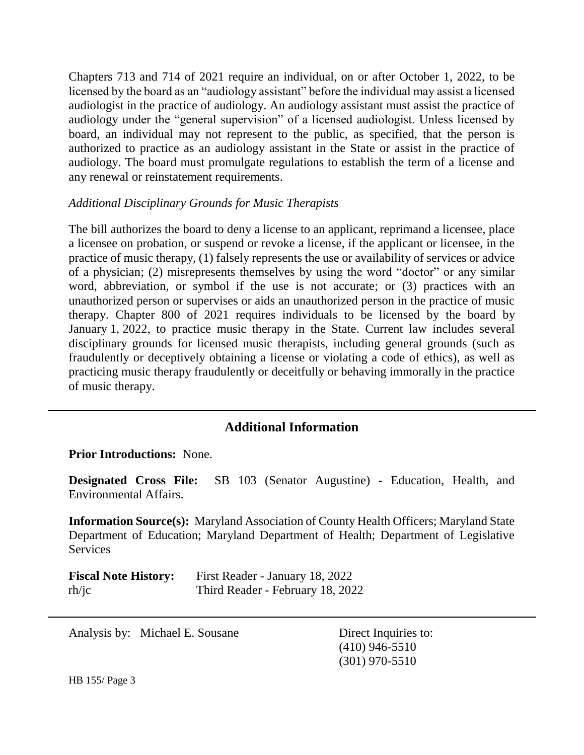Chapters 713 and 714 of 2021 require an individual, on or after October 1, 2022, to be licensed by the board as an "audiology assistant" before the individual may assist a licensed audiologist in the practice of audiology. An audiology assistant must assist the practice of audiology under the "general supervision" of a licensed audiologist. Unless licensed by board, an individual may not represent to the public, as specified, that the person is authorized to practice as an audiology assistant in the State or assist in the practice of audiology. The board must promulgate regulations to establish the term of a license and any renewal or reinstatement requirements.

*Additional Disciplinary Grounds for Music Therapists*

The bill authorizes the board to deny a license to an applicant, reprimand a licensee, place a licensee on probation, or suspend or revoke a license, if the applicant or licensee, in the practice of music therapy, (1) falsely represents the use or availability of services or advice of a physician; (2) misrepresents themselves by using the word "doctor" or any similar word, abbreviation, or symbol if the use is not accurate; or (3) practices with an unauthorized person or supervises or aids an unauthorized person in the practice of music therapy. Chapter 800 of 2021 requires individuals to be licensed by the board by January 1, 2022, to practice music therapy in the State. Current law includes several disciplinary grounds for licensed music therapists, including general grounds (such as fraudulently or deceptively obtaining a license or violating a code of ethics), as well as practicing music therapy fraudulently or deceitfully or behaving immorally in the practice of music therapy.

## Additional Information

**Prior Introductions:** None.

**Designated Cross File:** SB 103 (Senator Augustine) - Education, Health, and Environmental Affairs.

**Information Source(s):** Maryland Association of County Health Officers; Maryland State Department of Education; Maryland Department of Health; Department of Legislative Services

**Fiscal Note History:** First Reader - January 18, 2022
rh/jc Third Reader - February 18, 2022

Analysis by: Michael E. Sousane

Direct Inquiries to:
(410) 946-5510
(301) 970-5510